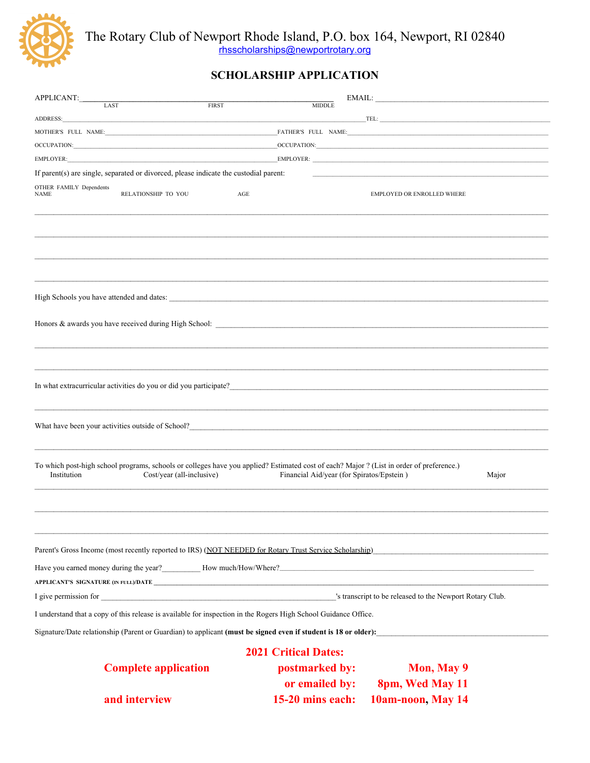The Rotary Club of Newport Rhode Island, P.O. box 164, Newport, RI 02840
rhsscholarships@newportrotary.org

## SCHOLARSHIP APPLICATION

APPLICANT:______________________________________________ EMAIL: ________________________
LAST FIRST MIDDLE

ADDRESS:______________________________________________ TEL: ________________________

MOTHER'S FULL NAME:______________________ FATHER'S FULL NAME:______________________

OCCUPATION:______________________ OCCUPATION:______________________

EMPLOYER:______________________ EMPLOYER:______________________

If parent(s) are single, separated or divorced, please indicate the custodial parent: ______________________

OTHER FAMILY Dependents

| NAME | RELATIONSHIP TO YOU | AGE | EMPLOYED OR ENROLLED WHERE |
|---|---|---|---|
| | | | |
| | | | |
| | | | |
| | | | |

High Schools you have attended and dates: ______________________________________________

Honors & awards you have received during High School: ______________________________________________

______________________________________________

______________________________________________

In what extracurricular activities do you or did you participate?______________________________________________

______________________________________________

What have been your activities outside of School?______________________________________________

______________________________________________

To which post-high school programs, schools or colleges have you applied? Estimated cost of each? Major ? (List in order of preference.)

| Institution | Cost/year (all-inclusive) | Financial Aid/year (for Spiratos/Epstein ) | Major |
|---|---|---|---|
| | | | |
| | | | |
| | | | |

Parent's Gross Income (most recently reported to IRS) (NOT NEEDED for Rotary Trust Service Scholarship)______________________

Have you earned money during the year?_________ How much/How/Where?______________________________

**APPLICANT'S SIGNATURE (IN FULL)/DATE** ______________________________________________

I give permission for ______________________________'s transcript to be released to the Newport Rotary Club.

I understand that a copy of this release is available for inspection in the Rogers High School Guidance Office.

Signature/Date relationship (Parent or Guardian) to applicant **(must be signed even if student is 18 or older):**______________________

**2021 Critical Dates:**

| | | |
|---|---|---|
| **Complete application** | **postmarked by:** | **Mon, May 9** |
| | **or emailed by:** | **8pm, Wed May 11** |
| **and interview** | **15-20 mins each:** | **10am-noon, May 14** |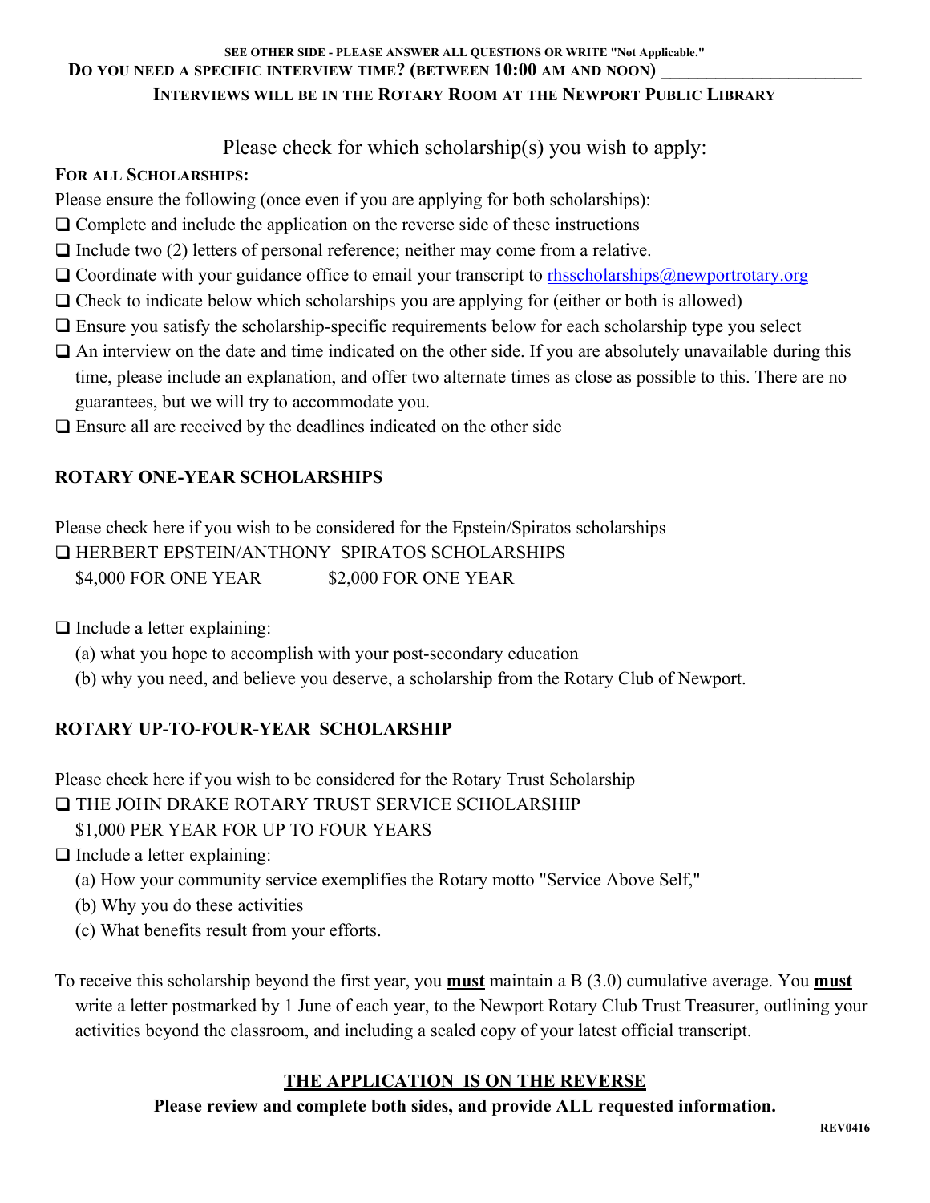**SEE OTHER SIDE - PLEASE ANSWER ALL QUESTIONS OR WRITE "Not Applicable."**

**DO YOU NEED A SPECIFIC INTERVIEW TIME? (BETWEEN 10:00 AM AND NOON) ______________________**

**INTERVIEWS WILL BE IN THE ROTARY ROOM AT THE NEWPORT PUBLIC LIBRARY**

## Please check for which scholarship(s) you wish to apply:

**FOR ALL SCHOLARSHIPS:**

Please ensure the following (once even if you are applying for both scholarships):

- ❑ Complete and include the application on the reverse side of these instructions
- ❑ Include two (2) letters of personal reference; neither may come from a relative.
- ❑ Coordinate with your guidance office to email your transcript to rhsscholarships@newportrotary.org
- ❑ Check to indicate below which scholarships you are applying for (either or both is allowed)
- ❑ Ensure you satisfy the scholarship-specific requirements below for each scholarship type you select
- ❑ An interview on the date and time indicated on the other side. If you are absolutely unavailable during this time, please include an explanation, and offer two alternate times as close as possible to this. There are no guarantees, but we will try to accommodate you.
- ❑ Ensure all are received by the deadlines indicated on the other side

### ROTARY ONE-YEAR SCHOLARSHIPS

Please check here if you wish to be considered for the Epstein/Spiratos scholarships

❑ HERBERT EPSTEIN/ANTHONY SPIRATOS SCHOLARSHIPS
$4,000 FOR ONE YEAR $2,000 FOR ONE YEAR

❑ Include a letter explaining:
(a) what you hope to accomplish with your post-secondary education
(b) why you need, and believe you deserve, a scholarship from the Rotary Club of Newport.

### ROTARY UP-TO-FOUR-YEAR SCHOLARSHIP

Please check here if you wish to be considered for the Rotary Trust Scholarship

❑ THE JOHN DRAKE ROTARY TRUST SERVICE SCHOLARSHIP
$1,000 PER YEAR FOR UP TO FOUR YEARS

❑ Include a letter explaining:
(a) How your community service exemplifies the Rotary motto "Service Above Self,"
(b) Why you do these activities
(c) What benefits result from your efforts.

To receive this scholarship beyond the first year, you **must** maintain a B (3.0) cumulative average. You **must** write a letter postmarked by 1 June of each year, to the Newport Rotary Club Trust Treasurer, outlining your activities beyond the classroom, and including a sealed copy of your latest official transcript.

**THE APPLICATION IS ON THE REVERSE**

**Please review and complete both sides, and provide ALL requested information.**

REV0416